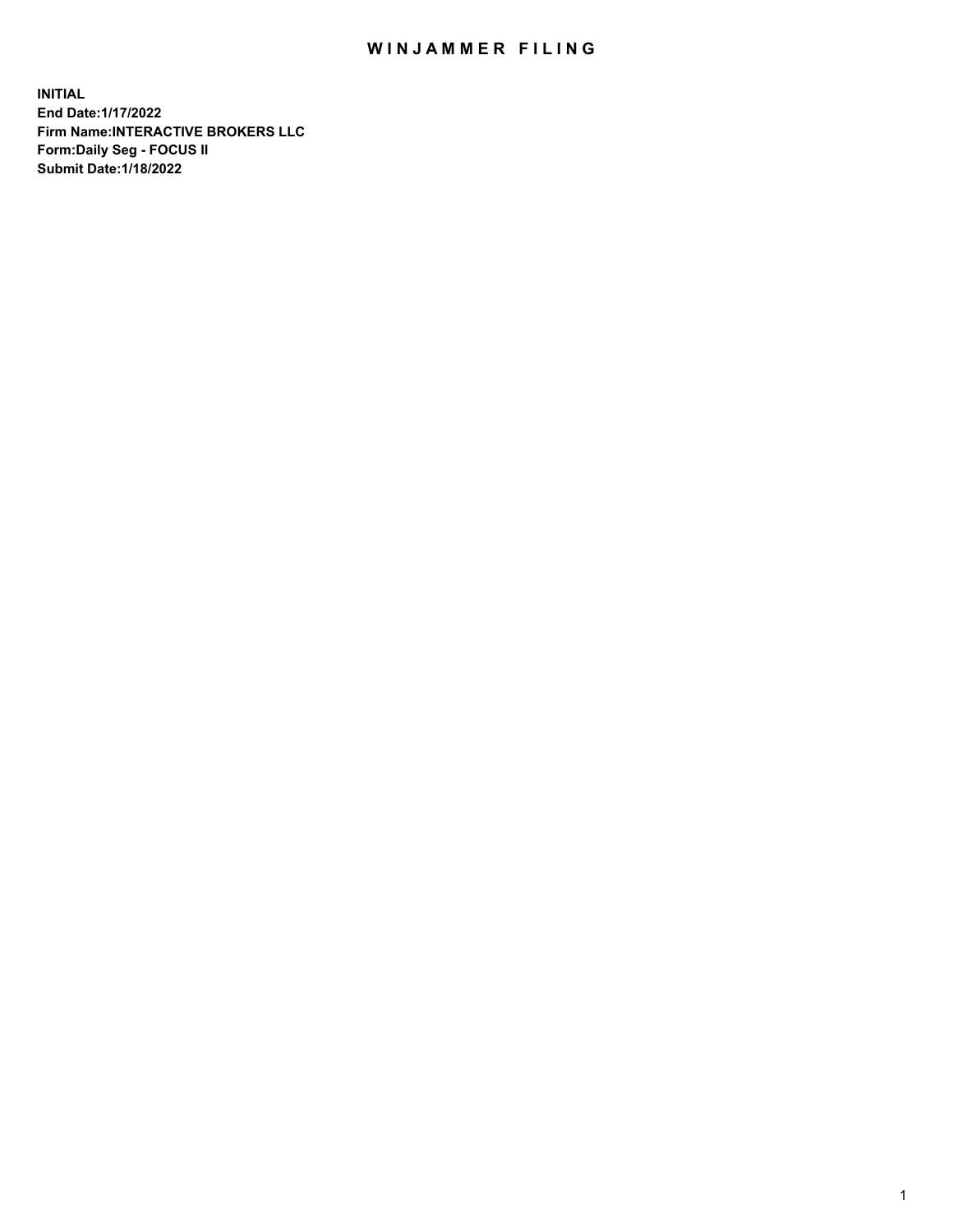# WINJAMMER FILING

**INITIAL**
**End Date:1/17/2022**
**Firm Name:INTERACTIVE BROKERS LLC**
**Form:Daily Seg - FOCUS II**
**Submit Date:1/18/2022**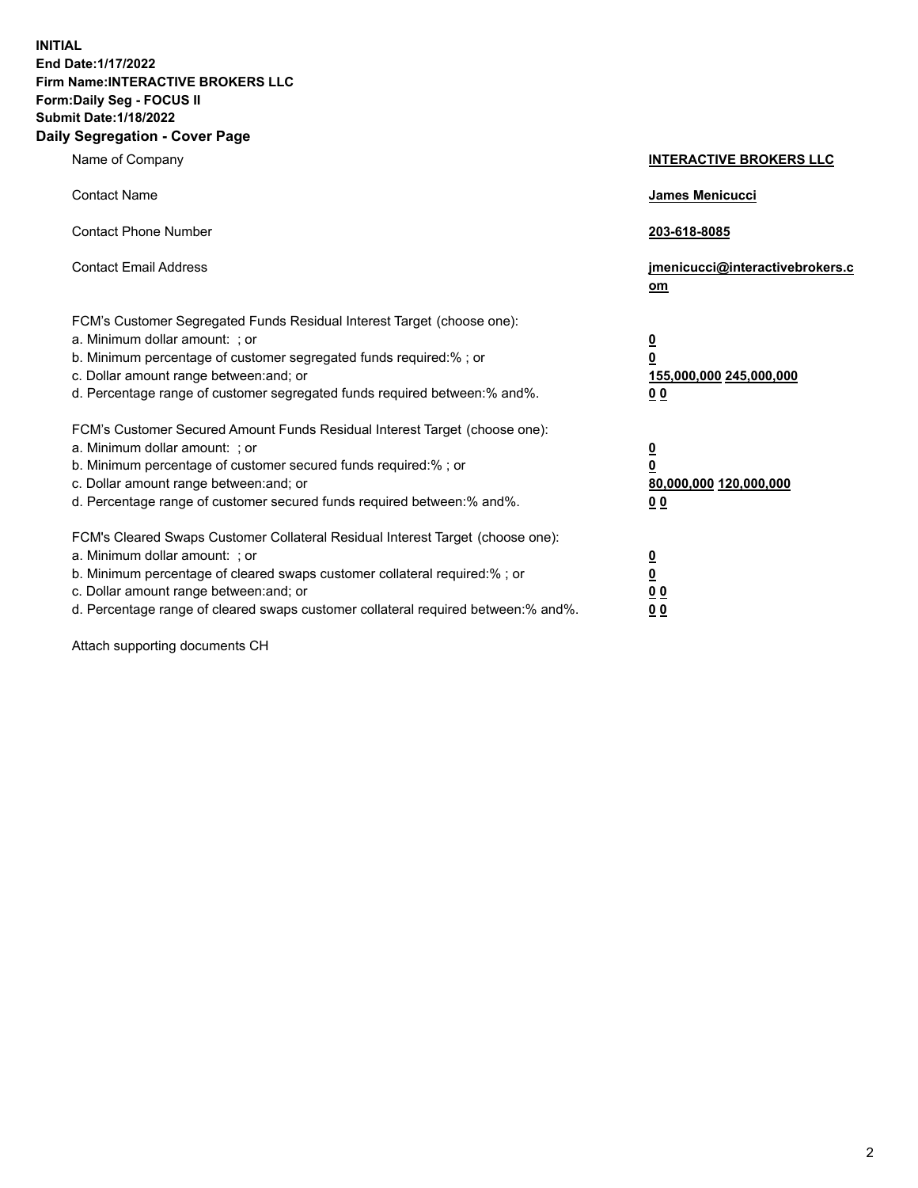**INITIAL**
**End Date:1/17/2022**
**Firm Name:INTERACTIVE BROKERS LLC**
**Form:Daily Seg - FOCUS II**
**Submit Date:1/18/2022**

## Daily Segregation - Cover Page

| | |
|---|---|
| Name of Company | **INTERACTIVE BROKERS LLC** |
| Contact Name | **James Menicucci** |
| Contact Phone Number | **203-618-8085** |
| Contact Email Address | **jmenicucci@interactivebrokers.com** |

FCM's Customer Segregated Funds Residual Interest Target (choose one):

| | |
|---|---|
| a. Minimum dollar amount: ; or | **0** |
| b. Minimum percentage of customer segregated funds required:% ; or | **0** |
| c. Dollar amount range between:and; or | **155,000,000 245,000,000** |
| d. Percentage range of customer segregated funds required between:% and%. | **0 0** |

FCM's Customer Secured Amount Funds Residual Interest Target (choose one):

| | |
|---|---|
| a. Minimum dollar amount: ; or | **0** |
| b. Minimum percentage of customer secured funds required:% ; or | **0** |
| c. Dollar amount range between:and; or | **80,000,000 120,000,000** |
| d. Percentage range of customer secured funds required between:% and%. | **0 0** |

FCM's Cleared Swaps Customer Collateral Residual Interest Target (choose one):

| | |
|---|---|
| a. Minimum dollar amount: ; or | **0** |
| b. Minimum percentage of cleared swaps customer collateral required:% ; or | **0** |
| c. Dollar amount range between:and; or | **0 0** |
| d. Percentage range of cleared swaps customer collateral required between:% and%. | **0 0** |

Attach supporting documents CH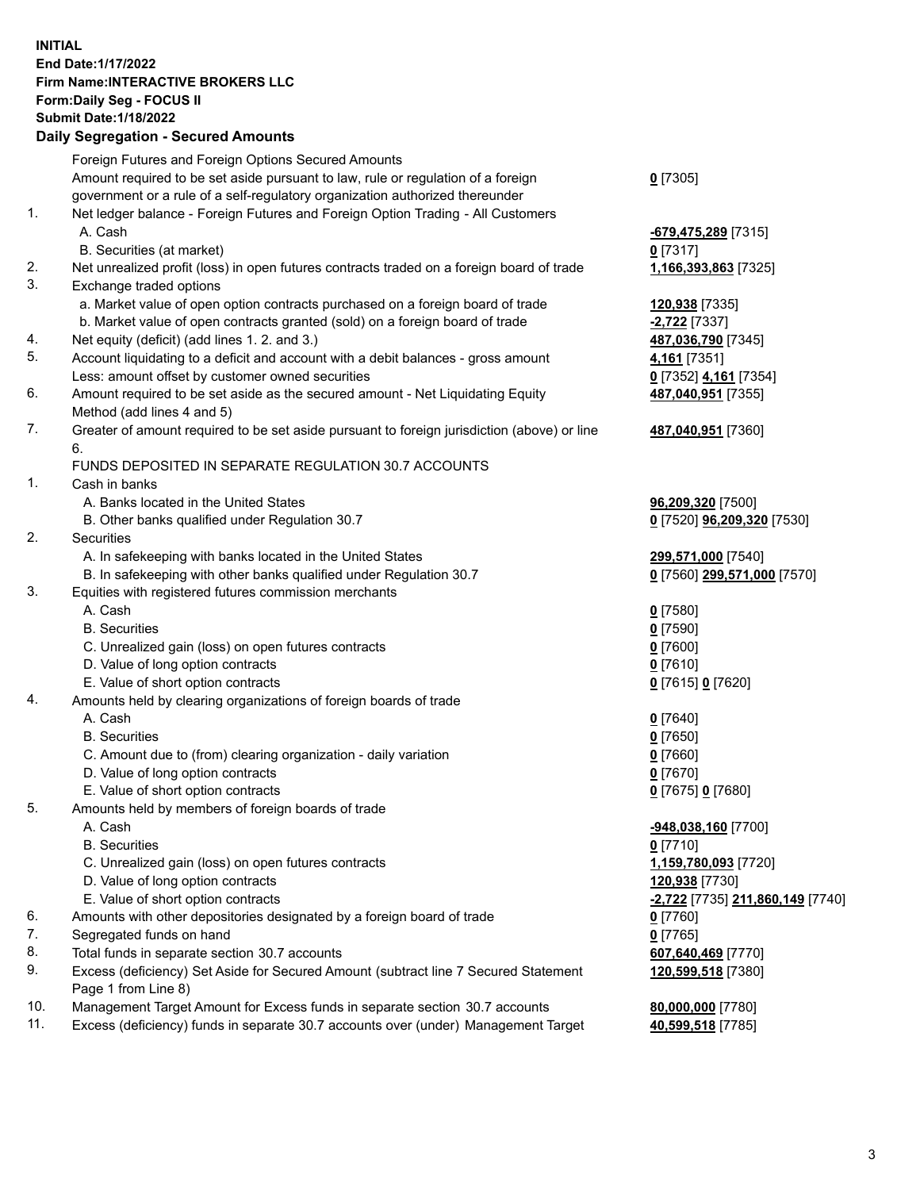**INITIAL**
**End Date:1/17/2022**
**Firm Name:INTERACTIVE BROKERS LLC**
**Form:Daily Seg - FOCUS II**
**Submit Date:1/18/2022**

### Daily Segregation - Secured Amounts

| | | |
|---|---|---|
| | Foreign Futures and Foreign Options Secured Amounts | |
| | Amount required to be set aside pursuant to law, rule or regulation of a foreign government or a rule of a self-regulatory organization authorized thereunder | **0** [7305] |
| 1. | Net ledger balance - Foreign Futures and Foreign Option Trading - All Customers | |
| | A. Cash | **-679,475,289** [7315] |
| | B. Securities (at market) | **0** [7317] |
| 2. | Net unrealized profit (loss) in open futures contracts traded on a foreign board of trade | **1,166,393,863** [7325] |
| 3. | Exchange traded options | |
| | a. Market value of open option contracts purchased on a foreign board of trade | **120,938** [7335] |
| | b. Market value of open contracts granted (sold) on a foreign board of trade | **-2,722** [7337] |
| 4. | Net equity (deficit) (add lines 1. 2. and 3.) | **487,036,790** [7345] |
| 5. | Account liquidating to a deficit and account with a debit balances - gross amount | **4,161** [7351] |
| | Less: amount offset by customer owned securities | **0** [7352] **4,161** [7354] |
| 6. | Amount required to be set aside as the secured amount - Net Liquidating Equity Method (add lines 4 and 5) | **487,040,951** [7355] |
| 7. | Greater of amount required to be set aside pursuant to foreign jurisdiction (above) or line 6. | **487,040,951** [7360] |
| | FUNDS DEPOSITED IN SEPARATE REGULATION 30.7 ACCOUNTS | |
| 1. | Cash in banks | |
| | A. Banks located in the United States | **96,209,320** [7500] |
| | B. Other banks qualified under Regulation 30.7 | **0** [7520] **96,209,320** [7530] |
| 2. | Securities | |
| | A. In safekeeping with banks located in the United States | **299,571,000** [7540] |
| | B. In safekeeping with other banks qualified under Regulation 30.7 | **0** [7560] **299,571,000** [7570] |
| 3. | Equities with registered futures commission merchants | |
| | A. Cash | **0** [7580] |
| | B. Securities | **0** [7590] |
| | C. Unrealized gain (loss) on open futures contracts | **0** [7600] |
| | D. Value of long option contracts | **0** [7610] |
| | E. Value of short option contracts | **0** [7615] **0** [7620] |
| 4. | Amounts held by clearing organizations of foreign boards of trade | |
| | A. Cash | **0** [7640] |
| | B. Securities | **0** [7650] |
| | C. Amount due to (from) clearing organization - daily variation | **0** [7660] |
| | D. Value of long option contracts | **0** [7670] |
| | E. Value of short option contracts | **0** [7675] **0** [7680] |
| 5. | Amounts held by members of foreign boards of trade | |
| | A. Cash | **-948,038,160** [7700] |
| | B. Securities | **0** [7710] |
| | C. Unrealized gain (loss) on open futures contracts | **1,159,780,093** [7720] |
| | D. Value of long option contracts | **120,938** [7730] |
| | E. Value of short option contracts | **-2,722** [7735] **211,860,149** [7740] |
| 6. | Amounts with other depositories designated by a foreign board of trade | **0** [7760] |
| 7. | Segregated funds on hand | **0** [7765] |
| 8. | Total funds in separate section 30.7 accounts | **607,640,469** [7770] |
| 9. | Excess (deficiency) Set Aside for Secured Amount (subtract line 7 Secured Statement Page 1 from Line 8) | **120,599,518** [7380] |
| 10. | Management Target Amount for Excess funds in separate section 30.7 accounts | **80,000,000** [7780] |
| 11. | Excess (deficiency) funds in separate 30.7 accounts over (under) Management Target | **40,599,518** [7785] |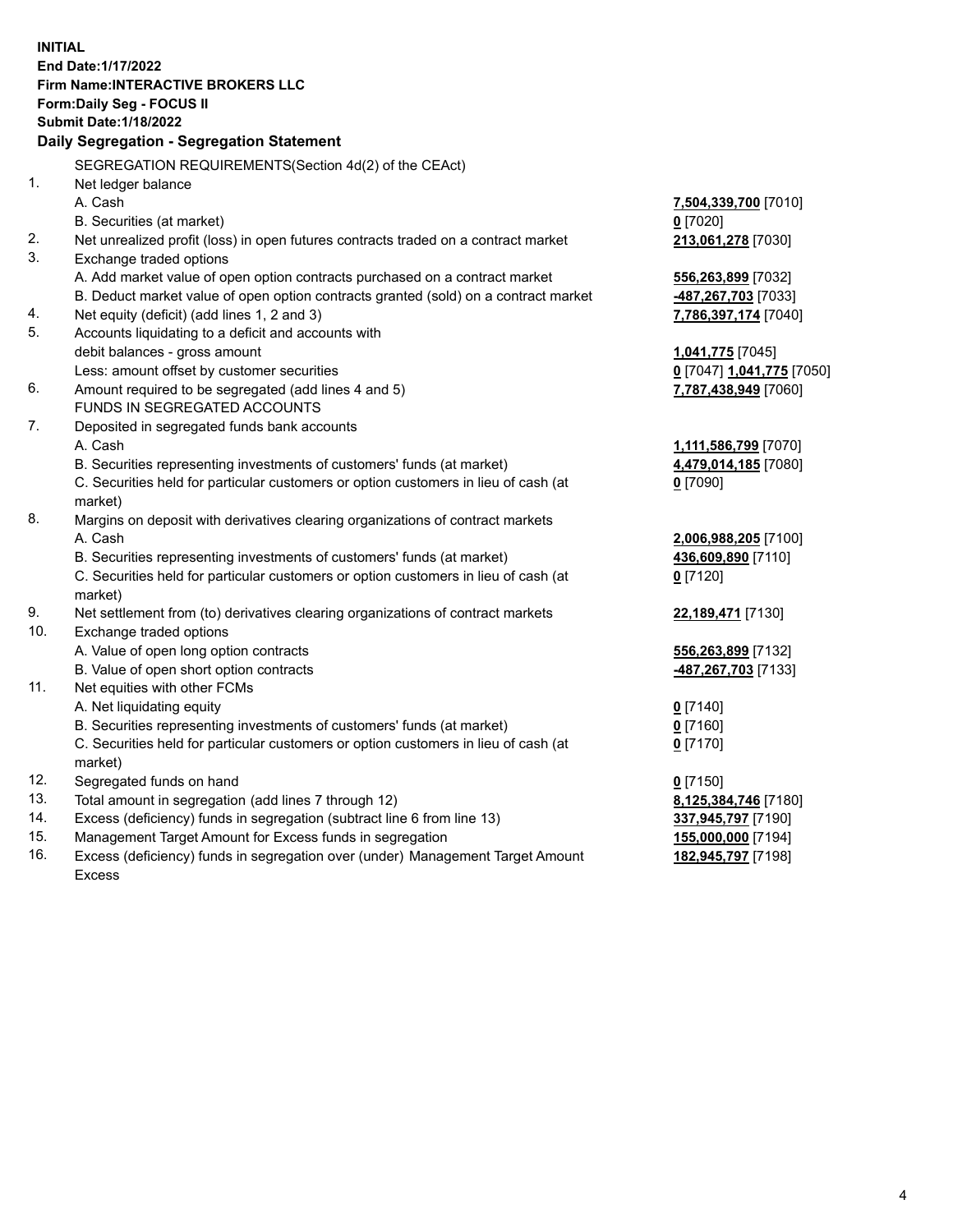**INITIAL**
**End Date:1/17/2022**
**Firm Name:INTERACTIVE BROKERS LLC**
**Form:Daily Seg - FOCUS II**
**Submit Date:1/18/2022**

## Daily Segregation - Segregation Statement

SEGREGATION REQUIREMENTS(Section 4d(2) of the CEAct)

| | | |
|---|---|---|
| 1. | Net ledger balance | |
| | A. Cash | **7,504,339,700** [7010] |
| | B. Securities (at market) | **0** [7020] |
| 2. | Net unrealized profit (loss) in open futures contracts traded on a contract market | **213,061,278** [7030] |
| 3. | Exchange traded options | |
| | A. Add market value of open option contracts purchased on a contract market | **556,263,899** [7032] |
| | B. Deduct market value of open option contracts granted (sold) on a contract market | **-487,267,703** [7033] |
| 4. | Net equity (deficit) (add lines 1, 2 and 3) | **7,786,397,174** [7040] |
| 5. | Accounts liquidating to a deficit and accounts with debit balances - gross amount | **1,041,775** [7045] |
| | Less: amount offset by customer securities | **0** [7047] **1,041,775** [7050] |
| 6. | Amount required to be segregated (add lines 4 and 5) | **7,787,438,949** [7060] |
| | FUNDS IN SEGREGATED ACCOUNTS | |
| 7. | Deposited in segregated funds bank accounts | |
| | A. Cash | **1,111,586,799** [7070] |
| | B. Securities representing investments of customers' funds (at market) | **4,479,014,185** [7080] |
| | C. Securities held for particular customers or option customers in lieu of cash (at market) | **0** [7090] |
| 8. | Margins on deposit with derivatives clearing organizations of contract markets | |
| | A. Cash | **2,006,988,205** [7100] |
| | B. Securities representing investments of customers' funds (at market) | **436,609,890** [7110] |
| | C. Securities held for particular customers or option customers in lieu of cash (at market) | **0** [7120] |
| 9. | Net settlement from (to) derivatives clearing organizations of contract markets | **22,189,471** [7130] |
| 10. | Exchange traded options | |
| | A. Value of open long option contracts | **556,263,899** [7132] |
| | B. Value of open short option contracts | **-487,267,703** [7133] |
| 11. | Net equities with other FCMs | |
| | A. Net liquidating equity | **0** [7140] |
| | B. Securities representing investments of customers' funds (at market) | **0** [7160] |
| | C. Securities held for particular customers or option customers in lieu of cash (at market) | **0** [7170] |
| 12. | Segregated funds on hand | **0** [7150] |
| 13. | Total amount in segregation (add lines 7 through 12) | **8,125,384,746** [7180] |
| 14. | Excess (deficiency) funds in segregation (subtract line 6 from line 13) | **337,945,797** [7190] |
| 15. | Management Target Amount for Excess funds in segregation | **155,000,000** [7194] |
| 16. | Excess (deficiency) funds in segregation over (under) Management Target Amount Excess | **182,945,797** [7198] |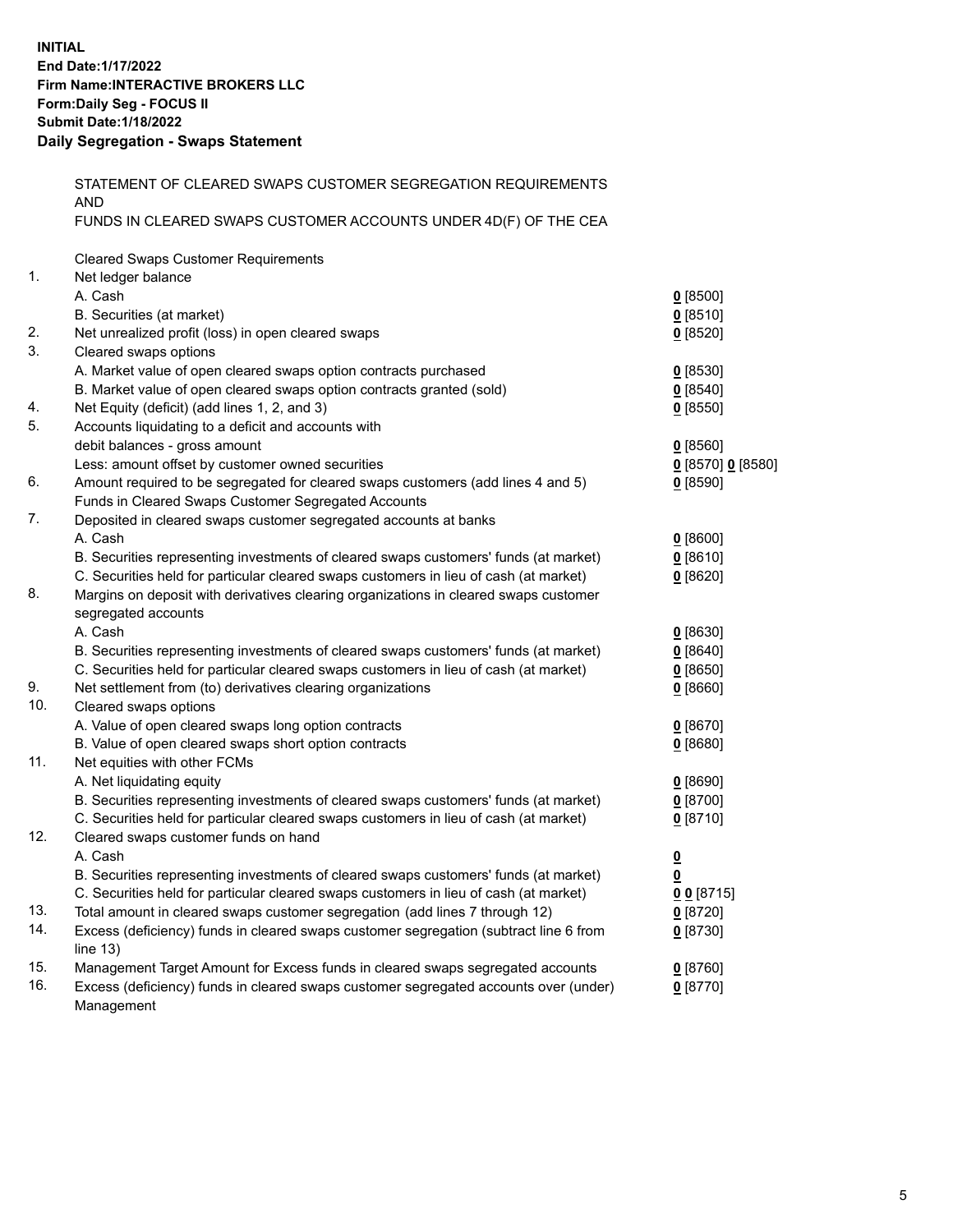**INITIAL**
**End Date:1/17/2022**
**Firm Name:INTERACTIVE BROKERS LLC**
**Form:Daily Seg - FOCUS II**
**Submit Date:1/18/2022**
**Daily Segregation - Swaps Statement**

STATEMENT OF CLEARED SWAPS CUSTOMER SEGREGATION REQUIREMENTS AND FUNDS IN CLEARED SWAPS CUSTOMER ACCOUNTS UNDER 4D(F) OF THE CEA

| | | |
|---|---|---|
| | Cleared Swaps Customer Requirements | |
| 1. | Net ledger balance | |
| | A. Cash | 0 [8500] |
| | B. Securities (at market) | 0 [8510] |
| 2. | Net unrealized profit (loss) in open cleared swaps | 0 [8520] |
| 3. | Cleared swaps options | |
| | A. Market value of open cleared swaps option contracts purchased | 0 [8530] |
| | B. Market value of open cleared swaps option contracts granted (sold) | 0 [8540] |
| 4. | Net Equity (deficit) (add lines 1, 2, and 3) | 0 [8550] |
| 5. | Accounts liquidating to a deficit and accounts with | |
| | debit balances - gross amount | 0 [8560] |
| | Less: amount offset by customer owned securities | 0 [8570] 0 [8580] |
| 6. | Amount required to be segregated for cleared swaps customers (add lines 4 and 5) | 0 [8590] |
| | Funds in Cleared Swaps Customer Segregated Accounts | |
| 7. | Deposited in cleared swaps customer segregated accounts at banks | |
| | A. Cash | 0 [8600] |
| | B. Securities representing investments of cleared swaps customers' funds (at market) | 0 [8610] |
| | C. Securities held for particular cleared swaps customers in lieu of cash (at market) | 0 [8620] |
| 8. | Margins on deposit with derivatives clearing organizations in cleared swaps customer segregated accounts | |
| | A. Cash | 0 [8630] |
| | B. Securities representing investments of cleared swaps customers' funds (at market) | 0 [8640] |
| | C. Securities held for particular cleared swaps customers in lieu of cash (at market) | 0 [8650] |
| 9. | Net settlement from (to) derivatives clearing organizations | 0 [8660] |
| 10. | Cleared swaps options | |
| | A. Value of open cleared swaps long option contracts | 0 [8670] |
| | B. Value of open cleared swaps short option contracts | 0 [8680] |
| 11. | Net equities with other FCMs | |
| | A. Net liquidating equity | 0 [8690] |
| | B. Securities representing investments of cleared swaps customers' funds (at market) | 0 [8700] |
| | C. Securities held for particular cleared swaps customers in lieu of cash (at market) | 0 [8710] |
| 12. | Cleared swaps customer funds on hand | |
| | A. Cash | 0 |
| | B. Securities representing investments of cleared swaps customers' funds (at market) | 0 |
| | C. Securities held for particular cleared swaps customers in lieu of cash (at market) | 0 0 [8715] |
| 13. | Total amount in cleared swaps customer segregation (add lines 7 through 12) | 0 [8720] |
| 14. | Excess (deficiency) funds in cleared swaps customer segregation (subtract line 6 from line 13) | 0 [8730] |
| 15. | Management Target Amount for Excess funds in cleared swaps segregated accounts | 0 [8760] |
| 16. | Excess (deficiency) funds in cleared swaps customer segregated accounts over (under) Management | 0 [8770] |